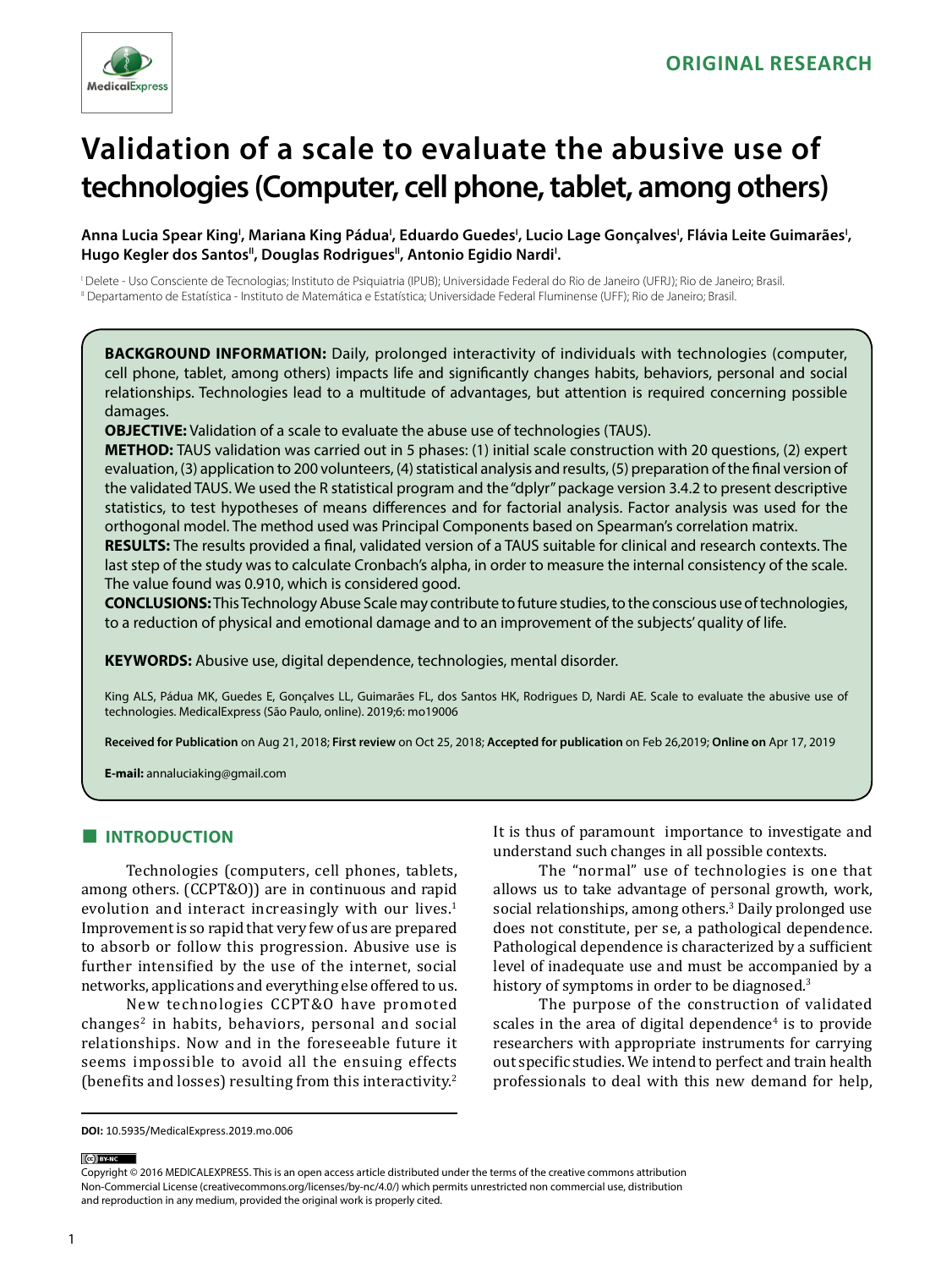ORIGINAL RESEARCH

# Validation of a scale to evaluate the abusive use of technologies (Computer, cell phone, tablet, among others)

**Anna Lucia Spear King[I], Mariana King Pádua[I], Eduardo Guedes[I], Lucio Lage Gonçalves[I], Flávia Leite Guimarães[I], Hugo Kegler dos Santos[II], Douglas Rodrigues[II], Antonio Egidio Nardi[I].**

[I] Delete - Uso Consciente de Tecnologias; Instituto de Psiquiatria (IPUB); Universidade Federal do Rio de Janeiro (UFRJ); Rio de Janeiro; Brasil.
[II] Departamento de Estatística - Instituto de Matemática e Estatística; Universidade Federal Fluminense (UFF); Rio de Janeiro; Brasil.

**BACKGROUND INFORMATION:** Daily, prolonged interactivity of individuals with technologies (computer, cell phone, tablet, among others) impacts life and significantly changes habits, behaviors, personal and social relationships. Technologies lead to a multitude of advantages, but attention is required concerning possible damages.

**OBJECTIVE:** Validation of a scale to evaluate the abuse use of technologies (TAUS).

**METHOD:** TAUS validation was carried out in 5 phases: (1) initial scale construction with 20 questions, (2) expert evaluation, (3) application to 200 volunteers, (4) statistical analysis and results, (5) preparation of the final version of the validated TAUS. We used the R statistical program and the "dplyr" package version 3.4.2 to present descriptive statistics, to test hypotheses of means differences and for factorial analysis. Factor analysis was used for the orthogonal model. The method used was Principal Components based on Spearman's correlation matrix.

**RESULTS:** The results provided a final, validated version of a TAUS suitable for clinical and research contexts. The last step of the study was to calculate Cronbach's alpha, in order to measure the internal consistency of the scale. The value found was 0.910, which is considered good.

**CONCLUSIONS:** This Technology Abuse Scale may contribute to future studies, to the conscious use of technologies, to a reduction of physical and emotional damage and to an improvement of the subjects' quality of life.

**KEYWORDS:** Abusive use, digital dependence, technologies, mental disorder.

King ALS, Pádua MK, Guedes E, Gonçalves LL, Guimarães FL, dos Santos HK, Rodrigues D, Nardi AE. Scale to evaluate the abusive use of technologies. MedicalExpress (São Paulo, online). 2019;6: mo19006

**Received for Publication** on Aug 21, 2018; **First review** on Oct 25, 2018; **Accepted for publication** on Feb 26,2019; **Online on** Apr 17, 2019

**E-mail:** annaluciaking@gmail.com

## INTRODUCTION

Technologies (computers, cell phones, tablets, among others. (CCPT&O)) are in continuous and rapid evolution and interact increasingly with our lives.[1] Improvement is so rapid that very few of us are prepared to absorb or follow this progression. Abusive use is further intensified by the use of the internet, social networks, applications and everything else offered to us.

New technologies CCPT&O have promoted changes[2] in habits, behaviors, personal and social relationships. Now and in the foreseeable future it seems impossible to avoid all the ensuing effects (benefits and losses) resulting from this interactivity.[2] It is thus of paramount importance to investigate and understand such changes in all possible contexts.

The "normal" use of technologies is one that allows us to take advantage of personal growth, work, social relationships, among others.[3] Daily prolonged use does not constitute, per se, a pathological dependence. Pathological dependence is characterized by a sufficient level of inadequate use and must be accompanied by a history of symptoms in order to be diagnosed.[3]

The purpose of the construction of validated scales in the area of digital dependence[4] is to provide researchers with appropriate instruments for carrying out specific studies. We intend to perfect and train health professionals to deal with this new demand for help,

**DOI:** 10.5935/MedicalExpress.2019.mo.006

Copyright © 2016 MEDICALEXPRESS. This is an open access article distributed under the terms of the creative commons attribution Non-Commercial License (creativecommons.org/licenses/by-nc/4.0/) which permits unrestricted non commercial use, distribution and reproduction in any medium, provided the original work is properly cited.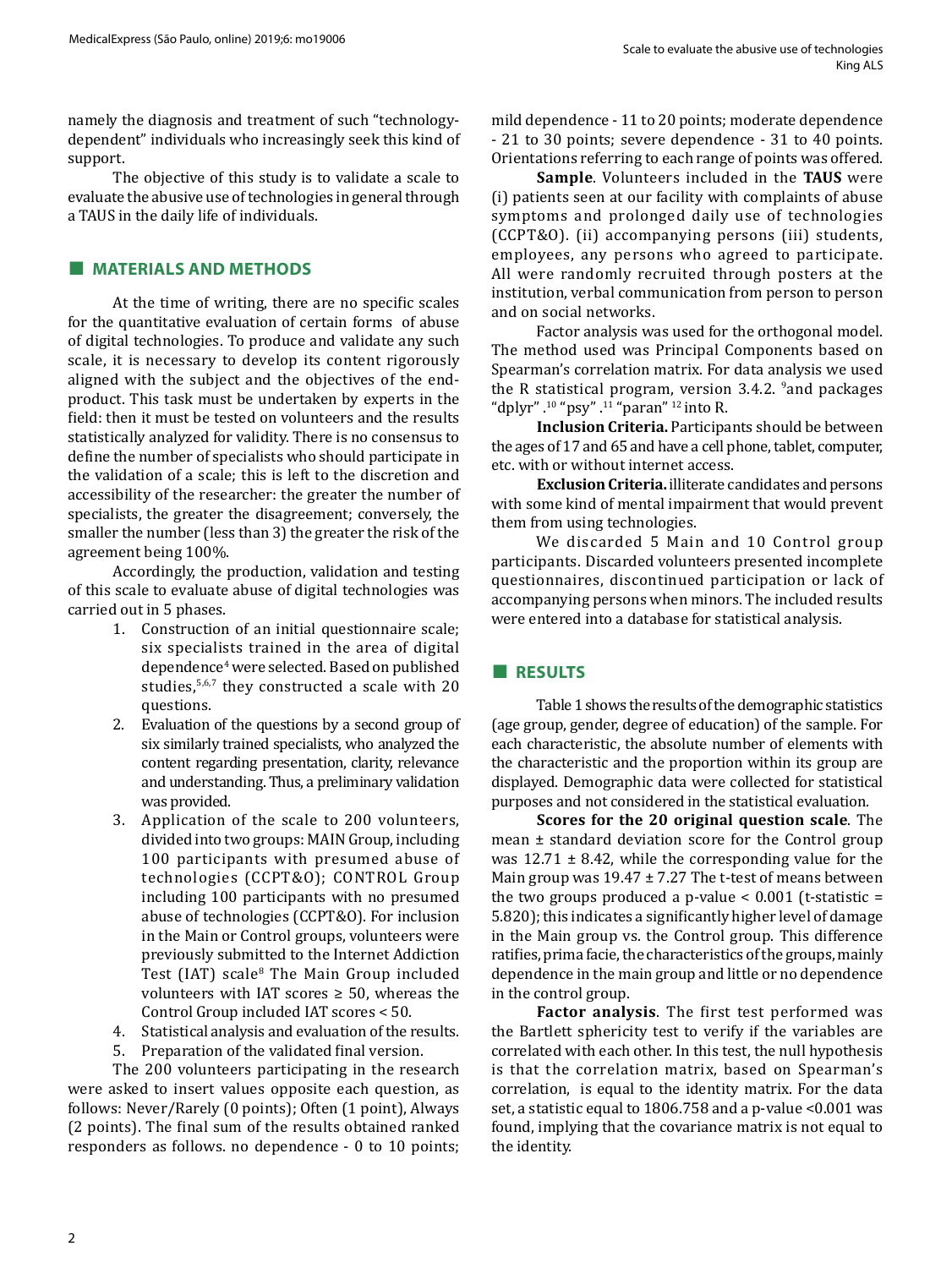namely the diagnosis and treatment of such "technology-dependent" individuals who increasingly seek this kind of support.

The objective of this study is to validate a scale to evaluate the abusive use of technologies in general through a TAUS in the daily life of individuals.

## MATERIALS AND METHODS

At the time of writing, there are no specific scales for the quantitative evaluation of certain forms of abuse of digital technologies. To produce and validate any such scale, it is necessary to develop its content rigorously aligned with the subject and the objectives of the end-product. This task must be undertaken by experts in the field: then it must be tested on volunteers and the results statistically analyzed for validity. There is no consensus to define the number of specialists who should participate in the validation of a scale; this is left to the discretion and accessibility of the researcher: the greater the number of specialists, the greater the disagreement; conversely, the smaller the number (less than 3) the greater the risk of the agreement being 100%.

Accordingly, the production, validation and testing of this scale to evaluate abuse of digital technologies was carried out in 5 phases.

1. Construction of an initial questionnaire scale; six specialists trained in the area of digital dependence[4] were selected. Based on published studies,[5,6,7] they constructed a scale with 20 questions.
2. Evaluation of the questions by a second group of six similarly trained specialists, who analyzed the content regarding presentation, clarity, relevance and understanding. Thus, a preliminary validation was provided.
3. Application of the scale to 200 volunteers, divided into two groups: MAIN Group, including 100 participants with presumed abuse of technologies (CCPT&O); CONTROL Group including 100 participants with no presumed abuse of technologies (CCPT&O). For inclusion in the Main or Control groups, volunteers were previously submitted to the Internet Addiction Test (IAT) scale[8] The Main Group included volunteers with IAT scores ≥ 50, whereas the Control Group included IAT scores < 50.
4. Statistical analysis and evaluation of the results.
5. Preparation of the validated final version.

The 200 volunteers participating in the research were asked to insert values opposite each question, as follows: Never/Rarely (0 points); Often (1 point), Always (2 points). The final sum of the results obtained ranked responders as follows. no dependence - 0 to 10 points; mild dependence - 11 to 20 points; moderate dependence - 21 to 30 points; severe dependence - 31 to 40 points. Orientations referring to each range of points was offered.

**Sample**. Volunteers included in the **TAUS** were (i) patients seen at our facility with complaints of abuse symptoms and prolonged daily use of technologies (CCPT&O). (ii) accompanying persons (iii) students, employees, any persons who agreed to participate. All were randomly recruited through posters at the institution, verbal communication from person to person and on social networks.

Factor analysis was used for the orthogonal model. The method used was Principal Components based on Spearman's correlation matrix. For data analysis we used the R statistical program, version 3.4.2. [9]and packages "dplyr" .[10] "psy" .[11] "paran" [12] into R.

**Inclusion Criteria.** Participants should be between the ages of 17 and 65 and have a cell phone, tablet, computer, etc. with or without internet access.

**Exclusion Criteria.** illiterate candidates and persons with some kind of mental impairment that would prevent them from using technologies.

We discarded 5 Main and 10 Control group participants. Discarded volunteers presented incomplete questionnaires, discontinued participation or lack of accompanying persons when minors. The included results were entered into a database for statistical analysis.

## RESULTS

Table 1 shows the results of the demographic statistics (age group, gender, degree of education) of the sample. For each characteristic, the absolute number of elements with the characteristic and the proportion within its group are displayed. Demographic data were collected for statistical purposes and not considered in the statistical evaluation.

**Scores for the 20 original question scale**. The mean ± standard deviation score for the Control group was 12.71 ± 8.42, while the corresponding value for the Main group was 19.47 ± 7.27 The t-test of means between the two groups produced a p-value < 0.001 (t-statistic = 5.820); this indicates a significantly higher level of damage in the Main group vs. the Control group. This difference ratifies, prima facie, the characteristics of the groups, mainly dependence in the main group and little or no dependence in the control group.

**Factor analysis**. The first test performed was the Bartlett sphericity test to verify if the variables are correlated with each other. In this test, the null hypothesis is that the correlation matrix, based on Spearman's correlation, is equal to the identity matrix. For the data set, a statistic equal to 1806.758 and a p-value <0.001 was found, implying that the covariance matrix is not equal to the identity.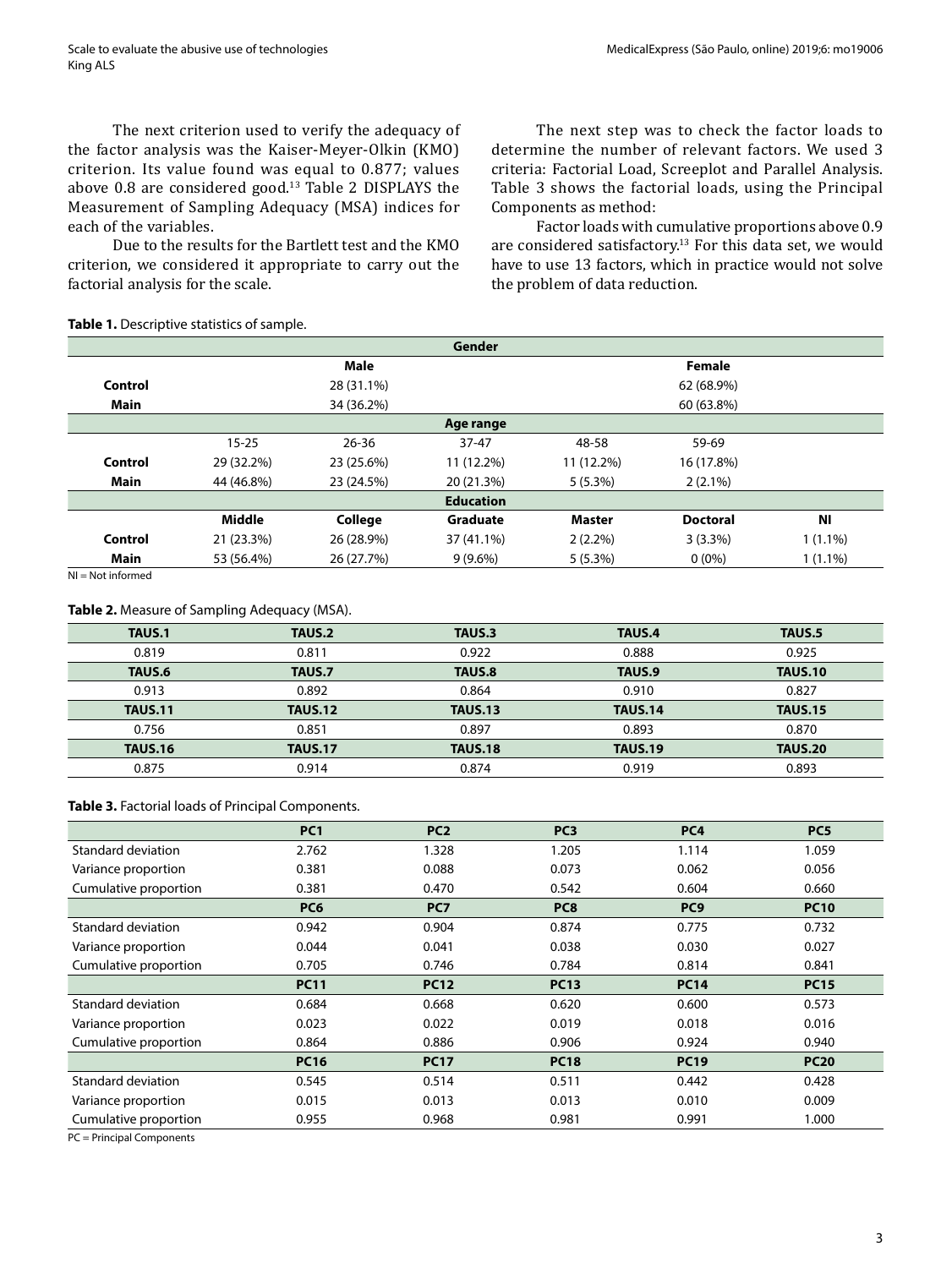The next criterion used to verify the adequacy of the factor analysis was the Kaiser-Meyer-Olkin (KMO) criterion. Its value found was equal to 0.877; values above 0.8 are considered good.[13] Table 2 DISPLAYS the Measurement of Sampling Adequacy (MSA) indices for each of the variables.

Due to the results for the Bartlett test and the KMO criterion, we considered it appropriate to carry out the factorial analysis for the scale.

The next step was to check the factor loads to determine the number of relevant factors. We used 3 criteria: Factorial Load, Screeplot and Parallel Analysis. Table 3 shows the factorial loads, using the Principal Components as method:

Factor loads with cumulative proportions above 0.9 are considered satisfactory.[13] For this data set, we would have to use 13 factors, which in practice would not solve the problem of data reduction.

**Table 1.** Descriptive statistics of sample.

| | **Gender** | | | | | |
|---|---|---|---|---|---|---|
| | **Male** | | | **Female** | | |
| **Control** | 28 (31.1%) | | | 62 (68.9%) | | |
| **Main** | 34 (36.2%) | | | 60 (63.8%) | | |
| | **Age range** | | | | | |
| | 15-25 | 26-36 | 37-47 | 48-58 | 59-69 | |
| **Control** | 29 (32.2%) | 23 (25.6%) | 11 (12.2%) | 11 (12.2%) | 16 (17.8%) | |
| **Main** | 44 (46.8%) | 23 (24.5%) | 20 (21.3%) | 5 (5.3%) | 2 (2.1%) | |
| | **Education** | | | | | |
| | **Middle** | **College** | **Graduate** | **Master** | **Doctoral** | **NI** |
| **Control** | 21 (23.3%) | 26 (28.9%) | 37 (41.1%) | 2 (2.2%) | 3 (3.3%) | 1 (1.1%) |
| **Main** | 53 (56.4%) | 26 (27.7%) | 9 (9.6%) | 5 (5.3%) | 0 (0%) | 1 (1.1%) |

NI = Not informed

**Table 2.** Measure of Sampling Adequacy (MSA).

| **TAUS.1** | **TAUS.2** | **TAUS.3** | **TAUS.4** | **TAUS.5** |
|---|---|---|---|---|
| 0.819 | 0.811 | 0.922 | 0.888 | 0.925 |
| **TAUS.6** | **TAUS.7** | **TAUS.8** | **TAUS.9** | **TAUS.10** |
| 0.913 | 0.892 | 0.864 | 0.910 | 0.827 |
| **TAUS.11** | **TAUS.12** | **TAUS.13** | **TAUS.14** | **TAUS.15** |
| 0.756 | 0.851 | 0.897 | 0.893 | 0.870 |
| **TAUS.16** | **TAUS.17** | **TAUS.18** | **TAUS.19** | **TAUS.20** |
| 0.875 | 0.914 | 0.874 | 0.919 | 0.893 |

**Table 3.** Factorial loads of Principal Components.

| | **PC1** | **PC2** | **PC3** | **PC4** | **PC5** |
|---|---|---|---|---|---|
| Standard deviation | 2.762 | 1.328 | 1.205 | 1.114 | 1.059 |
| Variance proportion | 0.381 | 0.088 | 0.073 | 0.062 | 0.056 |
| Cumulative proportion | 0.381 | 0.470 | 0.542 | 0.604 | 0.660 |
| | **PC6** | **PC7** | **PC8** | **PC9** | **PC10** |
| Standard deviation | 0.942 | 0.904 | 0.874 | 0.775 | 0.732 |
| Variance proportion | 0.044 | 0.041 | 0.038 | 0.030 | 0.027 |
| Cumulative proportion | 0.705 | 0.746 | 0.784 | 0.814 | 0.841 |
| | **PC11** | **PC12** | **PC13** | **PC14** | **PC15** |
| Standard deviation | 0.684 | 0.668 | 0.620 | 0.600 | 0.573 |
| Variance proportion | 0.023 | 0.022 | 0.019 | 0.018 | 0.016 |
| Cumulative proportion | 0.864 | 0.886 | 0.906 | 0.924 | 0.940 |
| | **PC16** | **PC17** | **PC18** | **PC19** | **PC20** |
| Standard deviation | 0.545 | 0.514 | 0.511 | 0.442 | 0.428 |
| Variance proportion | 0.015 | 0.013 | 0.013 | 0.010 | 0.009 |
| Cumulative proportion | 0.955 | 0.968 | 0.981 | 0.991 | 1.000 |

PC = Principal Components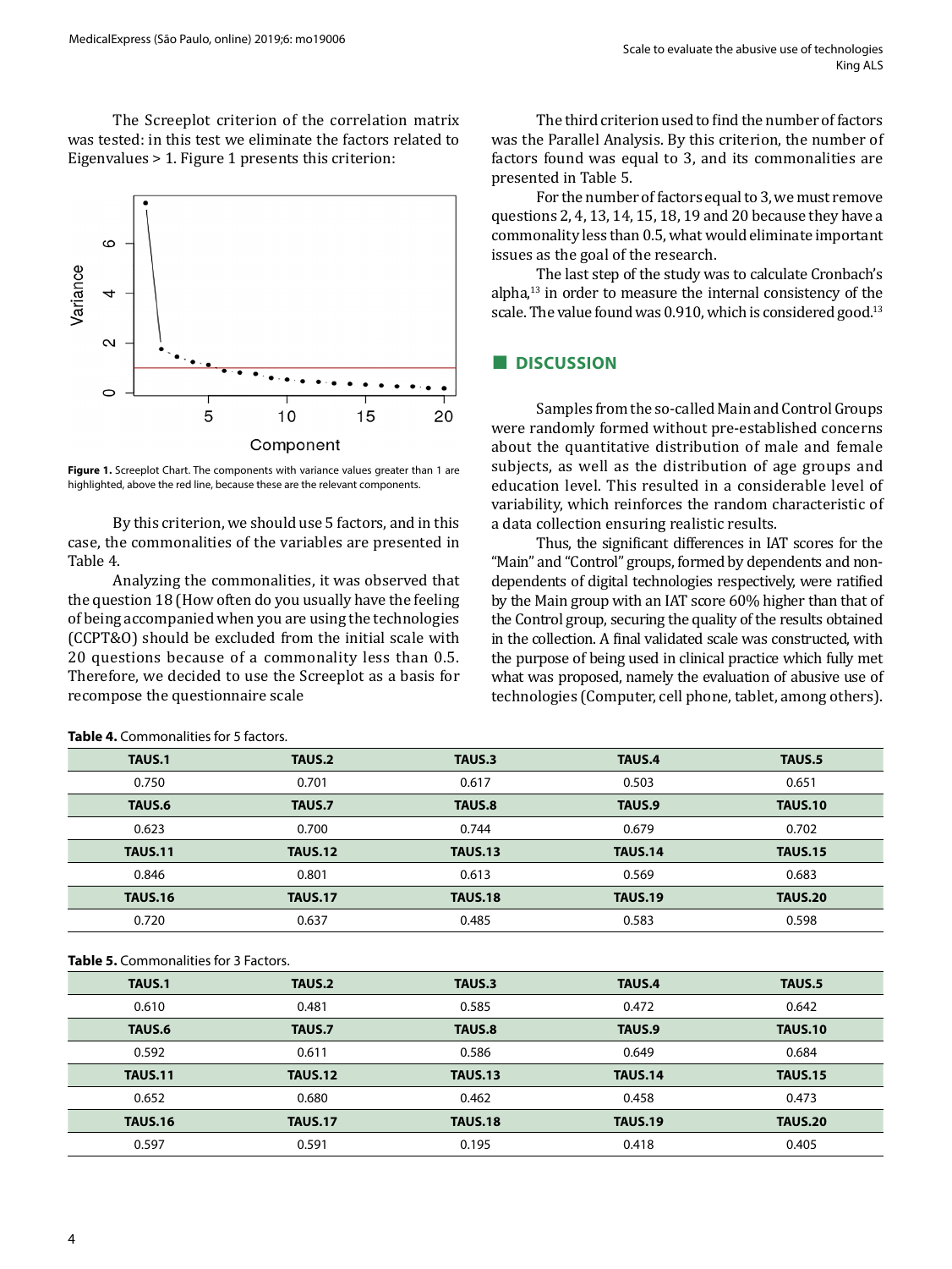The Screeplot criterion of the correlation matrix was tested: in this test we eliminate the factors related to Eigenvalues > 1. Figure 1 presents this criterion:

Variance

0
2
4
6

5
10
15
20

Component

**Figure 1.** Screeplot Chart. The components with variance values greater than 1 are highlighted, above the red line, because these are the relevant components.

By this criterion, we should use 5 factors, and in this case, the commonalities of the variables are presented in Table 4.

Analyzing the commonalities, it was observed that the question 18 (How often do you usually have the feeling of being accompanied when you are using the technologies (CCPT&O) should be excluded from the initial scale with 20 questions because of a commonality less than 0.5. Therefore, we decided to use the Screeplot as a basis for recompose the questionnaire scale

The third criterion used to find the number of factors was the Parallel Analysis. By this criterion, the number of factors found was equal to 3, and its commonalities are presented in Table 5.

For the number of factors equal to 3, we must remove questions 2, 4, 13, 14, 15, 18, 19 and 20 because they have a commonality less than 0.5, what would eliminate important issues as the goal of the research.

The last step of the study was to calculate Cronbach's alpha,[13] in order to measure the internal consistency of the scale. The value found was 0.910, which is considered good.[13]

## DISCUSSION

Samples from the so-called Main and Control Groups were randomly formed without pre-established concerns about the quantitative distribution of male and female subjects, as well as the distribution of age groups and education level. This resulted in a considerable level of variability, which reinforces the random characteristic of a data collection ensuring realistic results.

Thus, the significant differences in IAT scores for the "Main" and "Control" groups, formed by dependents and non-dependents of digital technologies respectively, were ratified by the Main group with an IAT score 60% higher than that of the Control group, securing the quality of the results obtained in the collection. A final validated scale was constructed, with the purpose of being used in clinical practice which fully met what was proposed, namely the evaluation of abusive use of technologies (Computer, cell phone, tablet, among others).

**Table 4.** Commonalities for 5 factors.

| TAUS.1 | TAUS.2 | TAUS.3 | TAUS.4 | TAUS.5 |
|---|---|---|---|---|
| 0.750 | 0.701 | 0.617 | 0.503 | 0.651 |
| **TAUS.6** | **TAUS.7** | **TAUS.8** | **TAUS.9** | **TAUS.10** |
| 0.623 | 0.700 | 0.744 | 0.679 | 0.702 |
| **TAUS.11** | **TAUS.12** | **TAUS.13** | **TAUS.14** | **TAUS.15** |
| 0.846 | 0.801 | 0.613 | 0.569 | 0.683 |
| **TAUS.16** | **TAUS.17** | **TAUS.18** | **TAUS.19** | **TAUS.20** |
| 0.720 | 0.637 | 0.485 | 0.583 | 0.598 |

**Table 5.** Commonalities for 3 Factors.

| TAUS.1 | TAUS.2 | TAUS.3 | TAUS.4 | TAUS.5 |
|---|---|---|---|---|
| 0.610 | 0.481 | 0.585 | 0.472 | 0.642 |
| **TAUS.6** | **TAUS.7** | **TAUS.8** | **TAUS.9** | **TAUS.10** |
| 0.592 | 0.611 | 0.586 | 0.649 | 0.684 |
| **TAUS.11** | **TAUS.12** | **TAUS.13** | **TAUS.14** | **TAUS.15** |
| 0.652 | 0.680 | 0.462 | 0.458 | 0.473 |
| **TAUS.16** | **TAUS.17** | **TAUS.18** | **TAUS.19** | **TAUS.20** |
| 0.597 | 0.591 | 0.195 | 0.418 | 0.405 |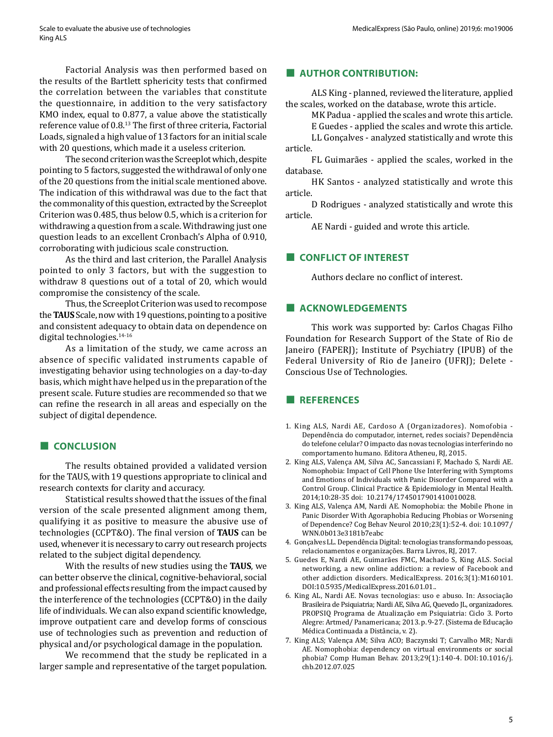Factorial Analysis was then performed based on the results of the Bartlett sphericity tests that confirmed the correlation between the variables that constitute the questionnaire, in addition to the very satisfactory KMO index, equal to 0.877, a value above the statistically reference value of 0.8.[13] The first of three criteria, Factorial Loads, signaled a high value of 13 factors for an initial scale with 20 questions, which made it a useless criterion.

The second criterion was the Screeplot which, despite pointing to 5 factors, suggested the withdrawal of only one of the 20 questions from the initial scale mentioned above. The indication of this withdrawal was due to the fact that the commonality of this question, extracted by the Screeplot Criterion was 0.485, thus below 0.5, which is a criterion for withdrawing a question from a scale. Withdrawing just one question leads to an excellent Cronbach's Alpha of 0.910, corroborating with judicious scale construction.

As the third and last criterion, the Parallel Analysis pointed to only 3 factors, but with the suggestion to withdraw 8 questions out of a total of 20, which would compromise the consistency of the scale.

Thus, the Screeplot Criterion was used to recompose the **TAUS** Scale, now with 19 questions, pointing to a positive and consistent adequacy to obtain data on dependence on digital technologies.[14-16]

As a limitation of the study, we came across an absence of specific validated instruments capable of investigating behavior using technologies on a day-to-day basis, which might have helped us in the preparation of the present scale. Future studies are recommended so that we can refine the research in all areas and especially on the subject of digital dependence.

## CONCLUSION

The results obtained provided a validated version for the TAUS, with 19 questions appropriate to clinical and research contexts for clarity and accuracy.

Statistical results showed that the issues of the final version of the scale presented alignment among them, qualifying it as positive to measure the abusive use of technologies (CCPT&O). The final version of **TAUS** can be used, whenever it is necessary to carry out research projects related to the subject digital dependency.

With the results of new studies using the **TAUS**, we can better observe the clinical, cognitive-behavioral, social and professional effects resulting from the impact caused by the interference of the technologies (CCPT&O) in the daily life of individuals. We can also expand scientific knowledge, improve outpatient care and develop forms of conscious use of technologies such as prevention and reduction of physical and/or psychological damage in the population.

We recommend that the study be replicated in a larger sample and representative of the target population.

## AUTHOR CONTRIBUTION:

ALS King - planned, reviewed the literature, applied the scales, worked on the database, wrote this article.

MK Padua - applied the scales and wrote this article.

E Guedes - applied the scales and wrote this article.

LL Gonçalves - analyzed statistically and wrote this article.

FL Guimarães - applied the scales, worked in the database.

HK Santos - analyzed statistically and wrote this article.

D Rodrigues - analyzed statistically and wrote this article.

AE Nardi - guided and wrote this article.

## CONFLICT OF INTEREST

Authors declare no conflict of interest.

## ACKNOWLEDGEMENTS

This work was supported by: Carlos Chagas Filho Foundation for Research Support of the State of Rio de Janeiro (FAPERJ); Institute of Psychiatry (IPUB) of the Federal University of Rio de Janeiro (UFRJ); Delete - Conscious Use of Technologies.

## REFERENCES

1. King ALS, Nardi AE, Cardoso A (Organizadores). Nomofobia - Dependência do computador, internet, redes sociais? Dependência do telefone celular? O impacto das novas tecnologias interferindo no comportamento humano. Editora Atheneu, RJ, 2015.
2. King ALS, Valença AM, Silva AC, Sancassiani F, Machado S, Nardi AE. Nomophobia: Impact of Cell Phone Use Interfering with Symptoms and Emotions of Individuals with Panic Disorder Compared with a Control Group. Clinical Practice & Epidemiology in Mental Health. 2014;10:28-35 doi: 10.2174/1745017901410010028.
3. King ALS, Valença AM, Nardi AE. Nomophobia: the Mobile Phone in Panic Disorder With Agoraphobia Reducing Phobias or Worsening of Dependence? Cog Behav Neurol 2010;23(1):52-4. doi: 10.1097/WNN.0b013e3181b7eabc
4. Gonçalves LL. Dependência Digital: tecnologias transformando pessoas, relacionamentos e organizações. Barra Livros, RJ, 2017.
5. Guedes E, Nardi AE, Guimarães FMC, Machado S, King ALS. Social networking, a new online addiction: a review of Facebook and other addiction disorders. MedicalExpress. 2016;3(1):M160101. DOI:10.5935/MedicalExpress.2016.01.01..
6. King AL, Nardi AE. Novas tecnologias: uso e abuso. In: Associação Brasileira de Psiquiatria; Nardi AE, Silva AG, Quevedo JL, organizadores. PROPSIQ Programa de Atualização em Psiquiatria: Ciclo 3. Porto Alegre: Artmed/ Panamericana; 2013. p. 9-27. (Sistema de Educação Médica Continuada a Distância, v. 2).
7. King ALS; Valença AM; Silva ACO; Baczynski T; Carvalho MR; Nardi AE. Nomophobia: dependency on virtual environments or social phobia? Comp Human Behav. 2013;29(1):140-4. DOI:10.1016/j.chb.2012.07.025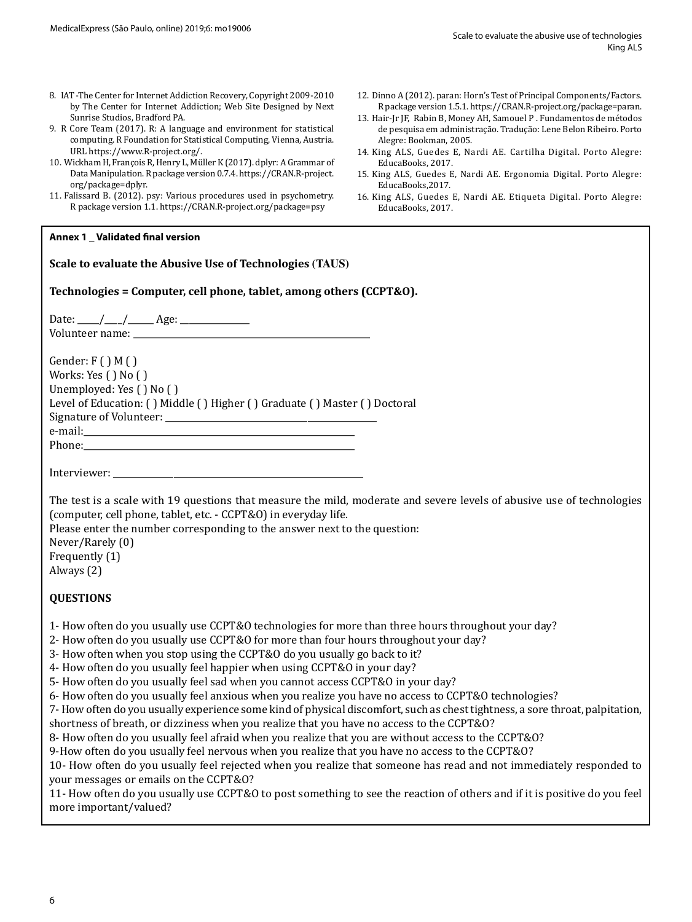8. IAT -The Center for Internet Addiction Recovery, Copyright 2009-2010 by The Center for Internet Addiction; Web Site Designed by Next Sunrise Studios, Bradford PA.
9. R Core Team (2017). R: A language and environment for statistical computing. R Foundation for Statistical Computing, Vienna, Austria. URL https://www.R-project.org/.
10. Wickham H, François R, Henry L, Müller K (2017). dplyr: A Grammar of Data Manipulation. R package version 0.7.4. https://CRAN.R-project.org/package=dplyr.
11. Falissard B. (2012). psy: Various procedures used in psychometry. R package version 1.1. https://CRAN.R-project.org/package=psy
12. Dinno A (2012). paran: Horn's Test of Principal Components/Factors. R package version 1.5.1. https://CRAN.R-project.org/package=paran.
13. Hair-Jr JF, Rabin B, Money AH, Samouel P . Fundamentos de métodos de pesquisa em administração. Tradução: Lene Belon Ribeiro. Porto Alegre: Bookman, 2005.
14. King ALS, Guedes E, Nardi AE. Cartilha Digital. Porto Alegre: EducaBooks, 2017.
15. King ALS, Guedes E, Nardi AE. Ergonomia Digital. Porto Alegre: EducaBooks,2017.
16. King ALS, Guedes E, Nardi AE. Etiqueta Digital. Porto Alegre: EducaBooks, 2017.

**Annex 1 _ Validated final version**

**Scale to evaluate the Abusive Use of Technologies (TAUS)**

**Technologies = Computer, cell phone, tablet, among others (CCPT&O).**

Date: _____/____/______ Age: _______________
Volunteer name: _______________________________________________________

Gender: F ( ) M ( )
Works: Yes ( ) No ( )
Unemployed: Yes ( ) No ( )
Level of Education: ( ) Middle ( ) Higher ( ) Graduate ( ) Master ( ) Doctoral
Signature of Volunteer: ________________________________________________
e-mail:_____________________________________________________________
Phone:_____________________________________________________________

Interviewer: ____________________________________________________

The test is a scale with 19 questions that measure the mild, moderate and severe levels of abusive use of technologies (computer, cell phone, tablet, etc. - CCPT&O) in everyday life.
Please enter the number corresponding to the answer next to the question:
Never/Rarely (0)
Frequently (1)
Always (2)

**QUESTIONS**

1- How often do you usually use CCPT&O technologies for more than three hours throughout your day?
2- How often do you usually use CCPT&O for more than four hours throughout your day?
3- How often when you stop using the CCPT&O do you usually go back to it?
4- How often do you usually feel happier when using CCPT&O in your day?
5- How often do you usually feel sad when you cannot access CCPT&O in your day?
6- How often do you usually feel anxious when you realize you have no access to CCPT&O technologies?
7- How often do you usually experience some kind of physical discomfort, such as chest tightness, a sore throat, palpitation, shortness of breath, or dizziness when you realize that you have no access to the CCPT&O?
8- How often do you usually feel afraid when you realize that you are without access to the CCPT&O?
9-How often do you usually feel nervous when you realize that you have no access to the CCPT&O?
10- How often do you usually feel rejected when you realize that someone has read and not immediately responded to your messages or emails on the CCPT&O?
11- How often do you usually use CCPT&O to post something to see the reaction of others and if it is positive do you feel more important/valued?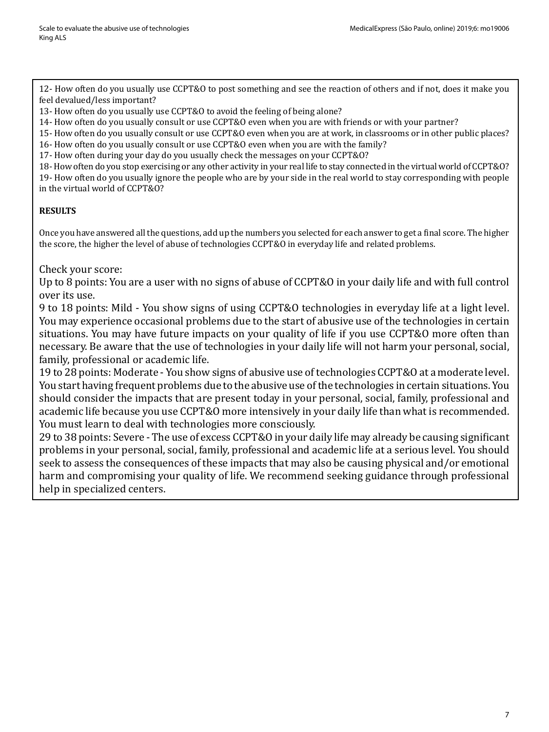12- How often do you usually use CCPT&O to post something and see the reaction of others and if not, does it make you feel devalued/less important?
13- How often do you usually use CCPT&O to avoid the feeling of being alone?
14- How often do you usually consult or use CCPT&O even when you are with friends or with your partner?
15- How often do you usually consult or use CCPT&O even when you are at work, in classrooms or in other public places?
16- How often do you usually consult or use CCPT&O even when you are with the family?
17- How often during your day do you usually check the messages on your CCPT&O?
18- How often do you stop exercising or any other activity in your real life to stay connected in the virtual world of CCPT&O?
19- How often do you usually ignore the people who are by your side in the real world to stay corresponding with people in the virtual world of CCPT&O?

**RESULTS**

Once you have answered all the questions, add up the numbers you selected for each answer to get a final score. The higher the score, the higher the level of abuse of technologies CCPT&O in everyday life and related problems.

Check your score:
Up to 8 points: You are a user with no signs of abuse of CCPT&O in your daily life and with full control over its use.
9 to 18 points: Mild - You show signs of using CCPT&O technologies in everyday life at a light level. You may experience occasional problems due to the start of abusive use of the technologies in certain situations. You may have future impacts on your quality of life if you use CCPT&O more often than necessary. Be aware that the use of technologies in your daily life will not harm your personal, social, family, professional or academic life.
19 to 28 points: Moderate - You show signs of abusive use of technologies CCPT&O at a moderate level. You start having frequent problems due to the abusive use of the technologies in certain situations. You should consider the impacts that are present today in your personal, social, family, professional and academic life because you use CCPT&O more intensively in your daily life than what is recommended. You must learn to deal with technologies more consciously.
29 to 38 points: Severe - The use of excess CCPT&O in your daily life may already be causing significant problems in your personal, social, family, professional and academic life at a serious level. You should seek to assess the consequences of these impacts that may also be causing physical and/or emotional harm and compromising your quality of life. We recommend seeking guidance through professional help in specialized centers.